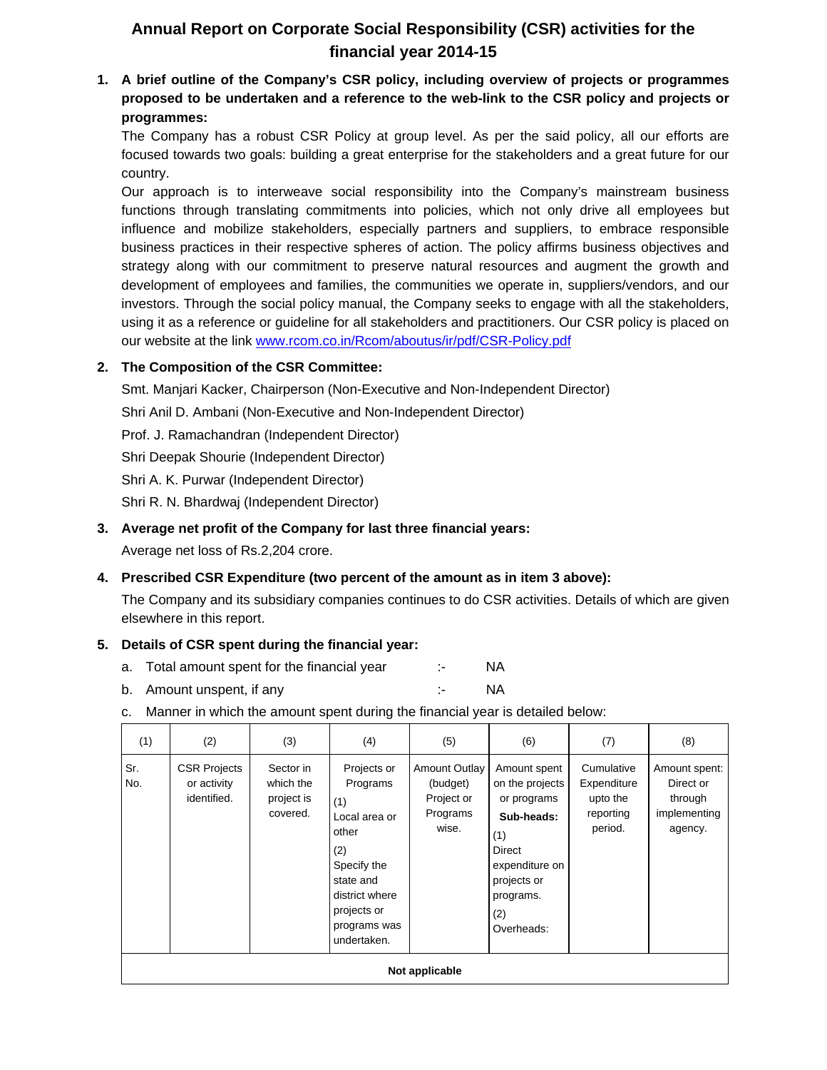# Annual Report on Corporate Social Responsibility (CSR) activities for the financial year 2014-15

**1. A brief outline of the Company's CSR policy, including overview of projects or programmes proposed to be undertaken and a reference to the web-link to the CSR policy and projects or programmes:**

The Company has a robust CSR Policy at group level. As per the said policy, all our efforts are focused towards two goals: building a great enterprise for the stakeholders and a great future for our country.

Our approach is to interweave social responsibility into the Company's mainstream business functions through translating commitments into policies, which not only drive all employees but influence and mobilize stakeholders, especially partners and suppliers, to embrace responsible business practices in their respective spheres of action. The policy affirms business objectives and strategy along with our commitment to preserve natural resources and augment the growth and development of employees and families, the communities we operate in, suppliers/vendors, and our investors. Through the social policy manual, the Company seeks to engage with all the stakeholders, using it as a reference or guideline for all stakeholders and practitioners. Our CSR policy is placed on our website at the link www.rcom.co.in/Rcom/aboutus/ir/pdf/CSR-Policy.pdf

**2. The Composition of the CSR Committee:**

Smt. Manjari Kacker, Chairperson (Non-Executive and Non-Independent Director)

Shri Anil D. Ambani (Non-Executive and Non-Independent Director)

Prof. J. Ramachandran (Independent Director)

Shri Deepak Shourie (Independent Director)

Shri A. K. Purwar (Independent Director)

Shri R. N. Bhardwaj (Independent Director)

**3. Average net profit of the Company for last three financial years:**

Average net loss of Rs.2,204 crore.

**4. Prescribed CSR Expenditure (two percent of the amount as in item 3 above):**

The Company and its subsidiary companies continues to do CSR activities. Details of which are given elsewhere in this report.

**5. Details of CSR spent during the financial year:**

a. Total amount spent for the financial year :- NA

b. Amount unspent, if any :- NA

c. Manner in which the amount spent during the financial year is detailed below:

| (1) | (2) | (3) | (4) | (5) | (6) | (7) | (8) |
|---|---|---|---|---|---|---|---|
| Sr. No. | CSR Projects or activity identified. | Sector in which the project is covered. | Projects or Programs (1) Local area or other (2) Specify the state and district where projects or programs was undertaken. | Amount Outlay (budget) Project or Programs wise. | Amount spent on the projects or programs **Sub-heads:** (1) Direct expenditure on projects or programs. (2) Overheads: | Cumulative Expenditure upto the reporting period. | Amount spent: Direct or through implementing agency. |
| **Not applicable** | | | | | | | |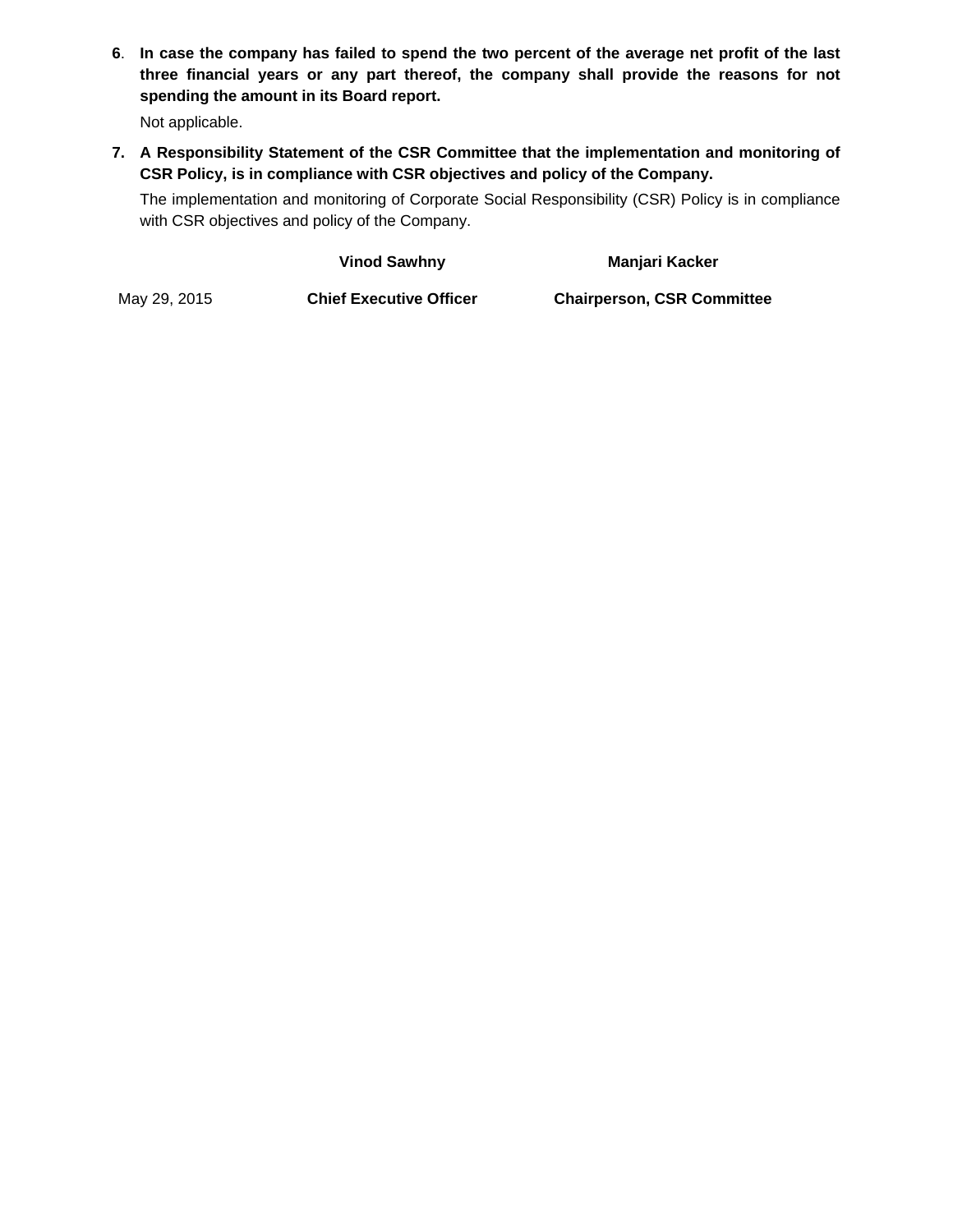6. **In case the company has failed to spend the two percent of the average net profit of the last three financial years or any part thereof, the company shall provide the reasons for not spending the amount in its Board report.**

   Not applicable.

7. **A Responsibility Statement of the CSR Committee that the implementation and monitoring of CSR Policy, is in compliance with CSR objectives and policy of the Company.**

   The implementation and monitoring of Corporate Social Responsibility (CSR) Policy is in compliance with CSR objectives and policy of the Company.

| | | |
|---|---|---|
| | **Vinod Sawhny** | **Manjari Kacker** |
| May 29, 2015 | **Chief Executive Officer** | **Chairperson, CSR Committee** |